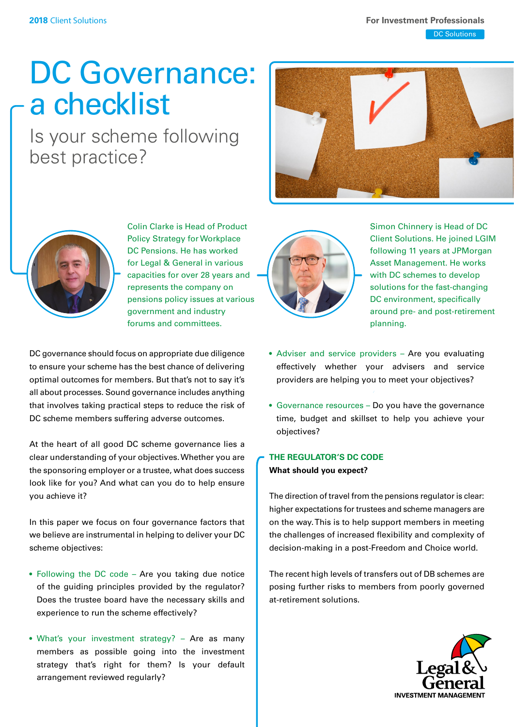2018 Client Solutions

For Investment Professionals

DC Solutions

# DC Governance: a checklist

## Is your scheme following best practice?

Colin Clarke is Head of Product Policy Strategy for Workplace DC Pensions. He has worked for Legal & General in various capacities for over 28 years and represents the company on pensions policy issues at various government and industry forums and committees.

Simon Chinnery is Head of DC Client Solutions. He joined LGIM following 11 years at JPMorgan Asset Management. He works with DC schemes to develop solutions for the fast-changing DC environment, specifically around pre- and post-retirement planning.

DC governance should focus on appropriate due diligence to ensure your scheme has the best chance of delivering optimal outcomes for members. But that's not to say it's all about processes. Sound governance includes anything that involves taking practical steps to reduce the risk of DC scheme members suffering adverse outcomes.

At the heart of all good DC scheme governance lies a clear understanding of your objectives. Whether you are the sponsoring employer or a trustee, what does success look like for you? And what can you do to help ensure you achieve it?

In this paper we focus on four governance factors that we believe are instrumental in helping to deliver your DC scheme objectives:

- Following the DC code – Are you taking due notice of the guiding principles provided by the regulator? Does the trustee board have the necessary skills and experience to run the scheme effectively?
- What's your investment strategy? – Are as many members as possible going into the investment strategy that's right for them? Is your default arrangement reviewed regularly?
- Adviser and service providers – Are you evaluating effectively whether your advisers and service providers are helping you to meet your objectives?
- Governance resources – Do you have the governance time, budget and skillset to help you achieve your objectives?

### THE REGULATOR'S DC CODE

**What should you expect?**

The direction of travel from the pensions regulator is clear: higher expectations for trustees and scheme managers are on the way. This is to help support members in meeting the challenges of increased flexibility and complexity of decision-making in a post-Freedom and Choice world.

The recent high levels of transfers out of DB schemes are posing further risks to members from poorly governed at-retirement solutions.

Legal & General INVESTMENT MANAGEMENT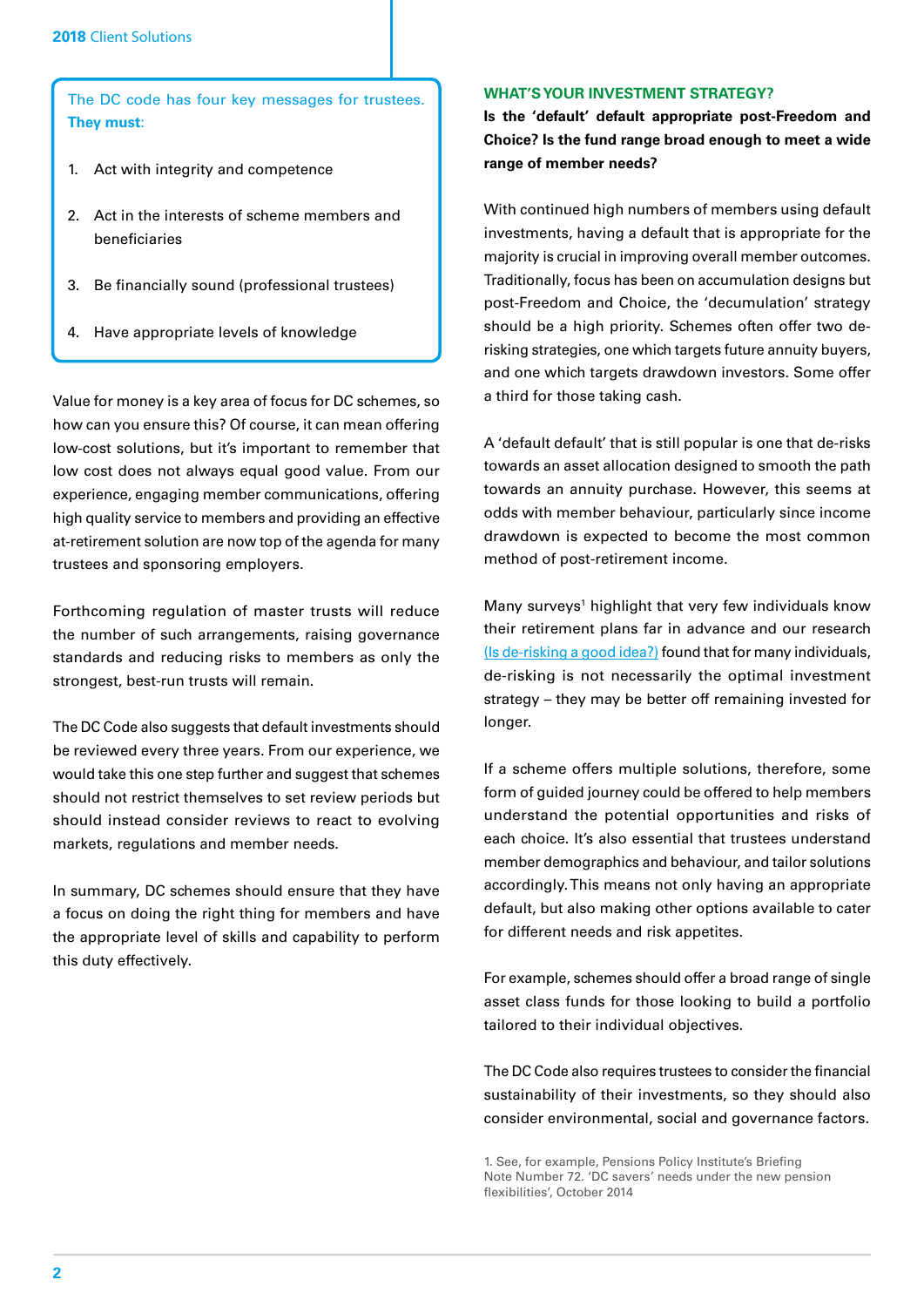The DC code has four key messages for trustees. **They must**:

1. Act with integrity and competence
2. Act in the interests of scheme members and beneficiaries
3. Be financially sound (professional trustees)
4. Have appropriate levels of knowledge

Value for money is a key area of focus for DC schemes, so how can you ensure this? Of course, it can mean offering low-cost solutions, but it's important to remember that low cost does not always equal good value. From our experience, engaging member communications, offering high quality service to members and providing an effective at-retirement solution are now top of the agenda for many trustees and sponsoring employers.

Forthcoming regulation of master trusts will reduce the number of such arrangements, raising governance standards and reducing risks to members as only the strongest, best-run trusts will remain.

The DC Code also suggests that default investments should be reviewed every three years. From our experience, we would take this one step further and suggest that schemes should not restrict themselves to set review periods but should instead consider reviews to react to evolving markets, regulations and member needs.

In summary, DC schemes should ensure that they have a focus on doing the right thing for members and have the appropriate level of skills and capability to perform this duty effectively.

## WHAT'S YOUR INVESTMENT STRATEGY?

**Is the 'default' default appropriate post-Freedom and Choice? Is the fund range broad enough to meet a wide range of member needs?**

With continued high numbers of members using default investments, having a default that is appropriate for the majority is crucial in improving overall member outcomes. Traditionally, focus has been on accumulation designs but post-Freedom and Choice, the 'decumulation' strategy should be a high priority. Schemes often offer two de-risking strategies, one which targets future annuity buyers, and one which targets drawdown investors. Some offer a third for those taking cash.

A 'default default' that is still popular is one that de-risks towards an asset allocation designed to smooth the path towards an annuity purchase. However, this seems at odds with member behaviour, particularly since income drawdown is expected to become the most common method of post-retirement income.

Many surveys[1] highlight that very few individuals know their retirement plans far in advance and our research (Is de-risking a good idea?) found that for many individuals, de-risking is not necessarily the optimal investment strategy – they may be better off remaining invested for longer.

If a scheme offers multiple solutions, therefore, some form of guided journey could be offered to help members understand the potential opportunities and risks of each choice. It's also essential that trustees understand member demographics and behaviour, and tailor solutions accordingly. This means not only having an appropriate default, but also making other options available to cater for different needs and risk appetites.

For example, schemes should offer a broad range of single asset class funds for those looking to build a portfolio tailored to their individual objectives.

The DC Code also requires trustees to consider the financial sustainability of their investments, so they should also consider environmental, social and governance factors.

1. See, for example, Pensions Policy Institute's Briefing Note Number 72. 'DC savers' needs under the new pension flexibilities', October 2014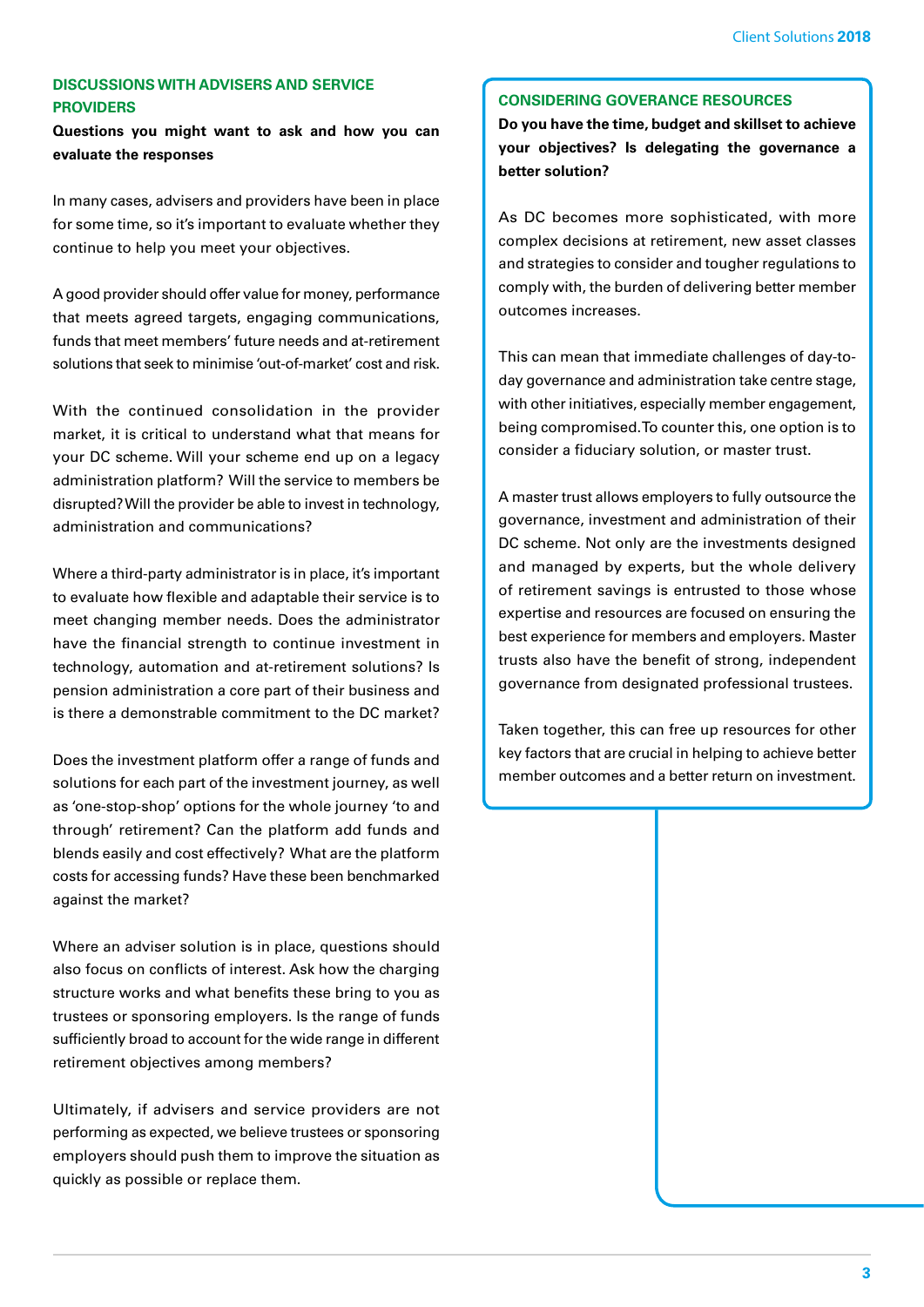## DISCUSSIONS WITH ADVISERS AND SERVICE PROVIDERS

**Questions you might want to ask and how you can evaluate the responses**

In many cases, advisers and providers have been in place for some time, so it's important to evaluate whether they continue to help you meet your objectives.

A good provider should offer value for money, performance that meets agreed targets, engaging communications, funds that meet members' future needs and at-retirement solutions that seek to minimise 'out-of-market' cost and risk.

With the continued consolidation in the provider market, it is critical to understand what that means for your DC scheme. Will your scheme end up on a legacy administration platform? Will the service to members be disrupted? Will the provider be able to invest in technology, administration and communications?

Where a third-party administrator is in place, it's important to evaluate how flexible and adaptable their service is to meet changing member needs. Does the administrator have the financial strength to continue investment in technology, automation and at-retirement solutions? Is pension administration a core part of their business and is there a demonstrable commitment to the DC market?

Does the investment platform offer a range of funds and solutions for each part of the investment journey, as well as 'one-stop-shop' options for the whole journey 'to and through' retirement? Can the platform add funds and blends easily and cost effectively? What are the platform costs for accessing funds? Have these been benchmarked against the market?

Where an adviser solution is in place, questions should also focus on conflicts of interest. Ask how the charging structure works and what benefits these bring to you as trustees or sponsoring employers. Is the range of funds sufficiently broad to account for the wide range in different retirement objectives among members?

Ultimately, if advisers and service providers are not performing as expected, we believe trustees or sponsoring employers should push them to improve the situation as quickly as possible or replace them.

## CONSIDERING GOVERANCE RESOURCES

**Do you have the time, budget and skillset to achieve your objectives? Is delegating the governance a better solution?**

As DC becomes more sophisticated, with more complex decisions at retirement, new asset classes and strategies to consider and tougher regulations to comply with, the burden of delivering better member outcomes increases.

This can mean that immediate challenges of day-to-day governance and administration take centre stage, with other initiatives, especially member engagement, being compromised. To counter this, one option is to consider a fiduciary solution, or master trust.

A master trust allows employers to fully outsource the governance, investment and administration of their DC scheme. Not only are the investments designed and managed by experts, but the whole delivery of retirement savings is entrusted to those whose expertise and resources are focused on ensuring the best experience for members and employers. Master trusts also have the benefit of strong, independent governance from designated professional trustees.

Taken together, this can free up resources for other key factors that are crucial in helping to achieve better member outcomes and a better return on investment.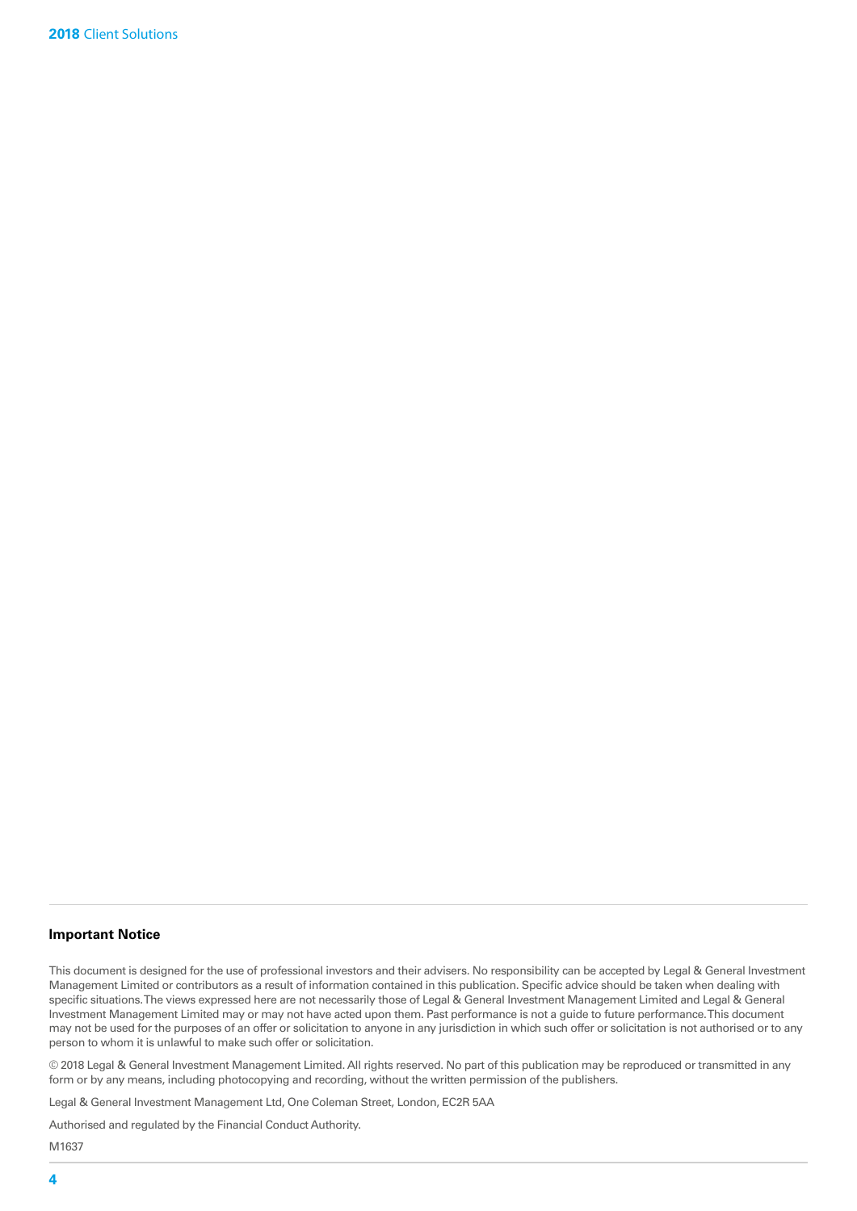**Important Notice**

This document is designed for the use of professional investors and their advisers. No responsibility can be accepted by Legal & General Investment Management Limited or contributors as a result of information contained in this publication. Specific advice should be taken when dealing with specific situations. The views expressed here are not necessarily those of Legal & General Investment Management Limited and Legal & General Investment Management Limited may or may not have acted upon them. Past performance is not a guide to future performance. This document may not be used for the purposes of an offer or solicitation to anyone in any jurisdiction in which such offer or solicitation is not authorised or to any person to whom it is unlawful to make such offer or solicitation.

© 2018 Legal & General Investment Management Limited. All rights reserved. No part of this publication may be reproduced or transmitted in any form or by any means, including photocopying and recording, without the written permission of the publishers.

Legal & General Investment Management Ltd, One Coleman Street, London, EC2R 5AA

Authorised and regulated by the Financial Conduct Authority.

M1637